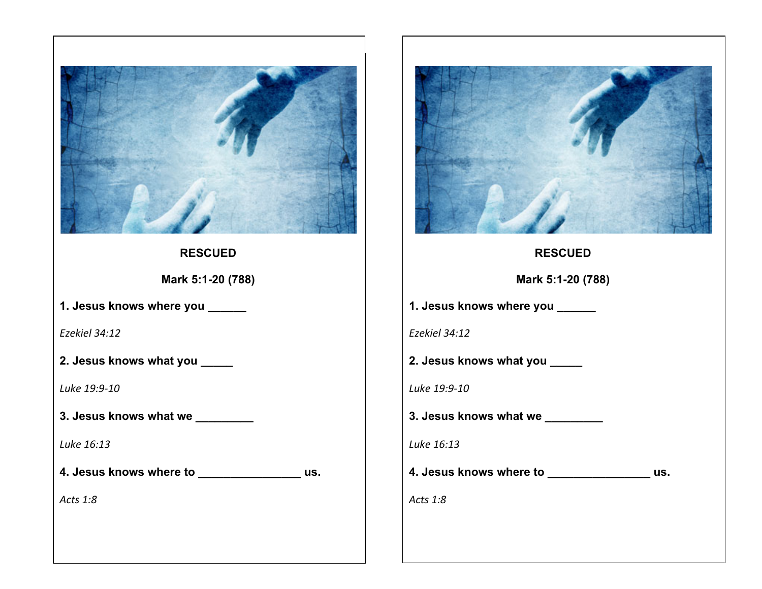**RESCUED**

**Mark 5:1-20 (788)**

**1. Jesus knows where you ______**

*Ezekiel 34:12*

**2. Jesus knows what you _____**

*Luke 19:9-10*

**3. Jesus knows what we _________**

*Luke 16:13*

**4. Jesus knows where to ________________ us.**

*Acts 1:8*

**RESCUED**

**Mark 5:1-20 (788)**

**1. Jesus knows where you ______**

*Ezekiel 34:12*

**2. Jesus knows what you _____**

*Luke 19:9-10*

**3. Jesus knows what we _________**

*Luke 16:13*

**4. Jesus knows where to ________________ us.**

*Acts 1:8*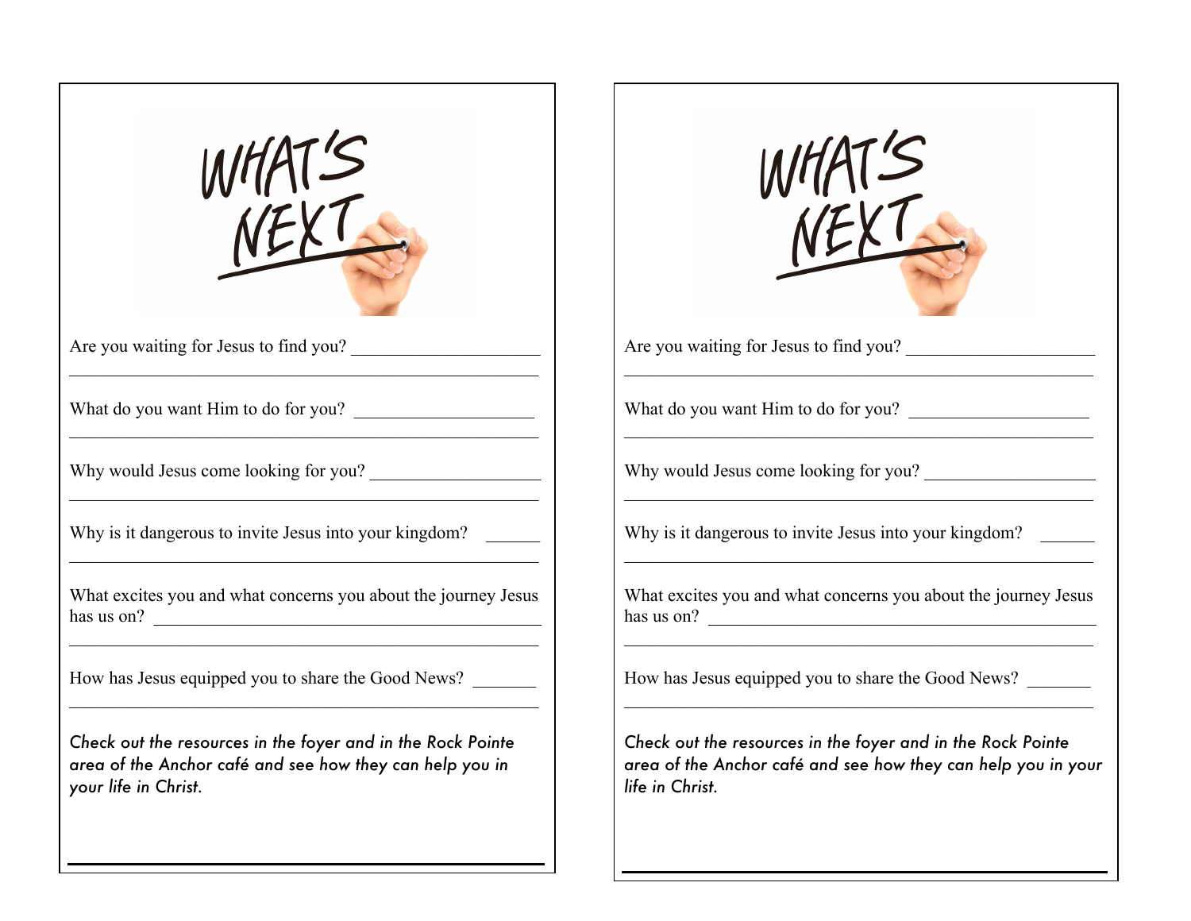WHAT'S NEXT

Are you waiting for Jesus to find you? ____________________

______________________________________________________

What do you want Him to do for you? ____________________

______________________________________________________

Why would Jesus come looking for you? __________________

______________________________________________________

Why is it dangerous to invite Jesus into your kingdom? ______

______________________________________________________

What excites you and what concerns you about the journey Jesus has us on? ____________________________________________

______________________________________________________

How has Jesus equipped you to share the Good News? _______

______________________________________________________

*Check out the resources in the foyer and in the Rock Pointe area of the Anchor café and see how they can help you in your life in Christ.*

WHAT'S NEXT

Are you waiting for Jesus to find you? ____________________

______________________________________________________

What do you want Him to do for you? ____________________

______________________________________________________

Why would Jesus come looking for you? __________________

______________________________________________________

Why is it dangerous to invite Jesus into your kingdom? ______

______________________________________________________

What excites you and what concerns you about the journey Jesus has us on? ____________________________________________

______________________________________________________

How has Jesus equipped you to share the Good News? _______

______________________________________________________

*Check out the resources in the foyer and in the Rock Pointe area of the Anchor café and see how they can help you in your life in Christ.*